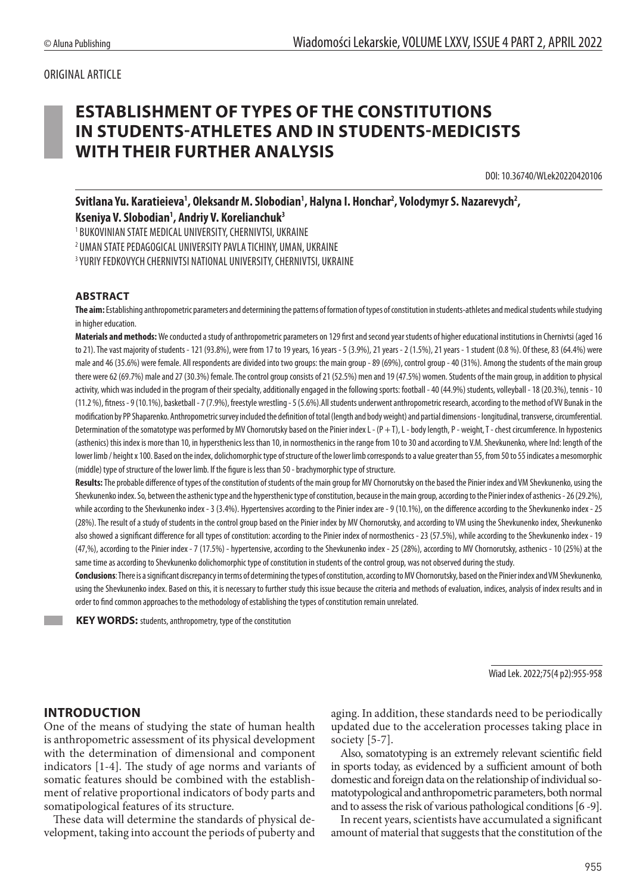ORIGINAL ARTICLE

# ESTABLISHMENT OF TYPES OF THE CONSTITUTIONS IN STUDENTS-ATHLETES AND IN STUDENTS-MEDICISTS WITH THEIR FURTHER ANALYSIS

DOI: 10.36740/WLek20220420106

**Svitlana Yu. Karatieieva[1], Oleksandr M. Slobodian[1], Halyna I. Honchar[2], Volodymyr S. Nazarevych[2], Kseniya V. Slobodian[1], Andriy V. Korelianchuk[3]**

[1] BUKOVINIAN STATE MEDICAL UNIVERSITY, CHERNIVTSI, UKRAINE

[2] UMAN STATE PEDAGOGICAL UNIVERSITY PAVLA TICHINY, UMAN, UKRAINE

[3] YURIY FEDKOVYCH CHERNIVTSI NATIONAL UNIVERSITY, CHERNIVTSI, UKRAINE

### ABSTRACT

**The aim:** Establishing anthropometric parameters and determining the patterns of formation of types of constitution in students-athletes and medical students while studying in higher education.

**Materials and methods:** We conducted a study of anthropometric parameters on 129 first and second year students of higher educational institutions in Chernivtsi (aged 16 to 21). The vast majority of students - 121 (93.8%), were from 17 to 19 years, 16 years - 5 (3.9%), 21 years - 2 (1.5%), 21 years - 1 student (0.8 %). Of these, 83 (64.4%) were male and 46 (35.6%) were female. All respondents are divided into two groups: the main group - 89 (69%), control group - 40 (31%). Among the students of the main group there were 62 (69.7%) male and 27 (30.3%) female. The control group consists of 21 (52.5%) men and 19 (47.5%) women. Students of the main group, in addition to physical activity, which was included in the program of their specialty, additionally engaged in the following sports: football - 40 (44.9%) students, volleyball - 18 (20.3%), tennis - 10 (11.2 %), fitness - 9 (10.1%), basketball - 7 (7.9%), freestyle wrestling - 5 (5.6%).All students underwent anthropometric research, according to the method of VV Bunak in the modification by PP Shaparenko. Anthropometric survey included the definition of total (length and body weight) and partial dimensions - longitudinal, transverse, circumferential. Determination of the somatotype was performed by MV Chornorutsky based on the Pinier index L - (P + T), L - body length, P - weight, T - chest circumference. In hypostenics (asthenics) this index is more than 10, in hypersthenics less than 10, in normosthenics in the range from 10 to 30 and according to V.M. Shevkunenko, where Ind: length of the lower limb / height x 100. Based on the index, dolichomorphic type of structure of the lower limb corresponds to a value greater than 55, from 50 to 55 indicates a mesomorphic (middle) type of structure of the lower limb. If the figure is less than 50 - brachymorphic type of structure.

**Results:** The probable difference of types of the constitution of students of the main group for MV Chornorutsky on the based the Pinier index and VM Shevkunenko, using the Shevkunenko index. So, between the asthenic type and the hypersthenic type of constitution, because in the main group, according to the Pinier index of asthenics - 26 (29.2%), while according to the Shevkunenko index - 3 (3.4%). Hypertensives according to the Pinier index are - 9 (10.1%), on the difference according to the Shevkunenko index - 25 (28%). The result of a study of students in the control group based on the Pinier index by MV Chornorutsky, and according to VM using the Shevkunenko index, Shevkunenko also showed a significant difference for all types of constitution: according to the Pinier index of normosthenics - 23 (57.5%), while according to the Shevkunenko index - 19 (47,%), according to the Pinier index - 7 (17.5%) - hypertensive, according to the Shevkunenko index - 25 (28%), according to MV Chornorutsky, asthenics - 10 (25%) at the same time as according to Shevkunenko dolichomorphic type of constitution in students of the control group, was not observed during the study.

**Conclusions**: There is a significant discrepancy in terms of determining the types of constitution, according to MV Chornorutsky, based on the Pinier index and VM Shevkunenko, using the Shevkunenko index. Based on this, it is necessary to further study this issue because the criteria and methods of evaluation, indices, analysis of index results and in order to find common approaches to the methodology of establishing the types of constitution remain unrelated.

**KEY WORDS:** students, anthropometry, type of the constitution

Wiad Lek. 2022;75(4 p2):955-958

## INTRODUCTION

One of the means of studying the state of human health is anthropometric assessment of its physical development with the determination of dimensional and component indicators [1-4]. The study of age norms and variants of somatic features should be combined with the establishment of relative proportional indicators of body parts and somatipological features of its structure.

These data will determine the standards of physical development, taking into account the periods of puberty and aging. In addition, these standards need to be periodically updated due to the acceleration processes taking place in society [5-7].

Also, somatotyping is an extremely relevant scientific field in sports today, as evidenced by a sufficient amount of both domestic and foreign data on the relationship of individual somatotypological and anthropometric parameters, both normal and to assess the risk of various pathological conditions [6 -9].

In recent years, scientists have accumulated a significant amount of material that suggests that the constitution of the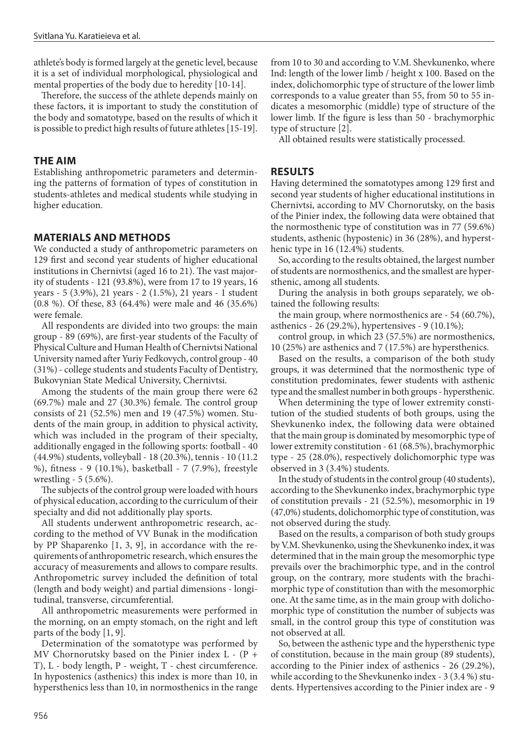athlete's body is formed largely at the genetic level, because it is a set of individual morphological, physiological and mental properties of the body due to heredity [10-14].

Therefore, the success of the athlete depends mainly on these factors, it is important to study the constitution of the body and somatotype, based on the results of which it is possible to predict high results of future athletes [15-19].

## THE AIM

Establishing anthropometric parameters and determining the patterns of formation of types of constitution in students-athletes and medical students while studying in higher education.

## MATERIALS AND METHODS

We conducted a study of anthropometric parameters on 129 first and second year students of higher educational institutions in Chernivtsi (aged 16 to 21). The vast majority of students - 121 (93.8%), were from 17 to 19 years, 16 years - 5 (3.9%), 21 years - 2 (1.5%), 21 years - 1 student (0.8 %). Of these, 83 (64.4%) were male and 46 (35.6%) were female.

All respondents are divided into two groups: the main group - 89 (69%), are first-year students of the Faculty of Physical Culture and Human Health of Chernivtsi National University named after Yuriy Fedkovych, control group - 40 (31%) - college students and students Faculty of Dentistry, Bukovynian State Medical University, Chernivtsi.

Among the students of the main group there were 62 (69.7%) male and 27 (30.3%) female. The control group consists of 21 (52.5%) men and 19 (47.5%) women. Students of the main group, in addition to physical activity, which was included in the program of their specialty, additionally engaged in the following sports: football - 40 (44.9%) students, volleyball - 18 (20.3%), tennis - 10 (11.2 %), fitness - 9 (10.1%), basketball - 7 (7.9%), freestyle wrestling - 5 (5.6%).

The subjects of the control group were loaded with hours of physical education, according to the curriculum of their specialty and did not additionally play sports.

All students underwent anthropometric research, according to the method of VV Bunak in the modification by PP Shaparenko [1, 3, 9], in accordance with the requirements of anthropometric research, which ensures the accuracy of measurements and allows to compare results. Anthropometric survey included the definition of total (length and body weight) and partial dimensions - longitudinal, transverse, circumferential.

All anthropometric measurements were performed in the morning, on an empty stomach, on the right and left parts of the body [1, 9].

Determination of the somatotype was performed by MV Chornorutsky based on the Pinier index L - (P + T), L - body length, P - weight, T - chest circumference. In hypostenics (asthenics) this index is more than 10, in hypersthenics less than 10, in normosthenics in the range from 10 to 30 and according to V.M. Shevkunenko, where Ind: length of the lower limb / height x 100. Based on the index, dolichomorphic type of structure of the lower limb corresponds to a value greater than 55, from 50 to 55 indicates a mesomorphic (middle) type of structure of the lower limb. If the figure is less than 50 - brachymorphic type of structure [2].

All obtained results were statistically processed.

## RESULTS

Having determined the somatotypes among 129 first and second year students of higher educational institutions in Chernivtsi, according to MV Chornorutsky, on the basis of the Pinier index, the following data were obtained that the normosthenic type of constitution was in 77 (59.6%) students, asthenic (hypostenic) in 36 (28%), and hypersthenic type in 16 (12.4%) students.

So, according to the results obtained, the largest number of students are normosthenics, and the smallest are hypersthenic, among all students.

During the analysis in both groups separately, we obtained the following results:

the main group, where normosthenics are - 54 (60.7%), asthenics - 26 (29.2%), hypertensives - 9 (10.1%);

control group, in which 23 (57.5%) are normosthenics, 10 (25%) are asthenics and 7 (17.5%) are hypersthenics.

Based on the results, a comparison of the both study groups, it was determined that the normosthenic type of constitution predominates, fewer students with asthenic type and the smallest number in both groups - hypersthenic.

When determining the type of lower extremity constitution of the studied students of both groups, using the Shevkunenko index, the following data were obtained that the main group is dominated by mesomorphic type of lower extremity constitution - 61 (68.5%), brachymorphic type - 25 (28.0%), respectively dolichomorphic type was observed in 3 (3.4%) students.

In the study of students in the control group (40 students), according to the Shevkunenko index, brachymorphic type of constitution prevails - 21 (52.5%), mesomorphic in 19 (47,0%) students, dolichomorphic type of constitution, was not observed during the study.

Based on the results, a comparison of both study groups by V.M. Shevkunenko, using the Shevkunenko index, it was determined that in the main group the mesomorphic type prevails over the brachimorphic type, and in the control group, on the contrary, more students with the brachimorphic type of constitution than with the mesomorphic one. At the same time, as in the main group with dolichomorphic type of constitution the number of subjects was small, in the control group this type of constitution was not observed at all.

So, between the asthenic type and the hypersthenic type of constitution, because in the main group (89 students), according to the Pinier index of asthenics - 26 (29.2%), while according to the Shevkunenko index - 3 (3.4 %) students. Hypertensives according to the Pinier index are - 9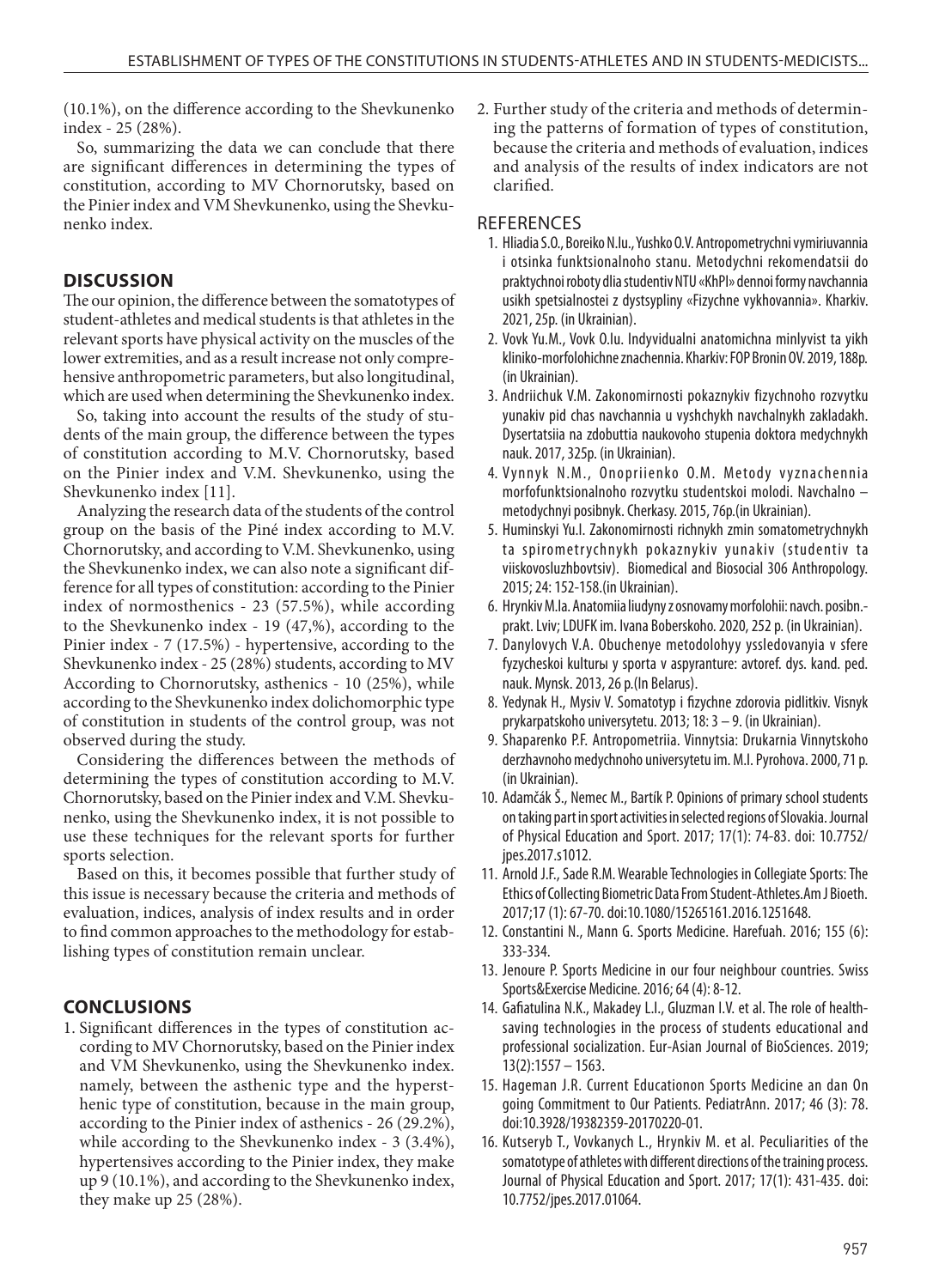(10.1%), on the difference according to the Shevkunenko index - 25 (28%).

So, summarizing the data we can conclude that there are significant differences in determining the types of constitution, according to MV Chornorutsky, based on the Pinier index and VM Shevkunenko, using the Shevkunenko index.

## DISCUSSION

The our opinion, the difference between the somatotypes of student-athletes and medical students is that athletes in the relevant sports have physical activity on the muscles of the lower extremities, and as a result increase not only comprehensive anthropometric parameters, but also longitudinal, which are used when determining the Shevkunenko index.

So, taking into account the results of the study of students of the main group, the difference between the types of constitution according to M.V. Chornorutsky, based on the Pinier index and V.M. Shevkunenko, using the Shevkunenko index [11].

Analyzing the research data of the students of the control group on the basis of the Piné index according to M.V. Chornorutsky, and according to V.M. Shevkunenko, using the Shevkunenko index, we can also note a significant difference for all types of constitution: according to the Pinier index of normosthenics - 23 (57.5%), while according to the Shevkunenko index - 19 (47,%), according to the Pinier index - 7 (17.5%) - hypertensive, according to the Shevkunenko index - 25 (28%) students, according to MV According to Chornorutsky, asthenics - 10 (25%), while according to the Shevkunenko index dolichomorphic type of constitution in students of the control group, was not observed during the study.

Considering the differences between the methods of determining the types of constitution according to M.V. Chornorutsky, based on the Pinier index and V.M. Shevkunenko, using the Shevkunenko index, it is not possible to use these techniques for the relevant sports for further sports selection.

Based on this, it becomes possible that further study of this issue is necessary because the criteria and methods of evaluation, indices, analysis of index results and in order to find common approaches to the methodology for establishing types of constitution remain unclear.

## CONCLUSIONS

1. Significant differences in the types of constitution according to MV Chornorutsky, based on the Pinier index and VM Shevkunenko, using the Shevkunenko index. namely, between the asthenic type and the hypersthenic type of constitution, because in the main group, according to the Pinier index of asthenics - 26 (29.2%), while according to the Shevkunenko index - 3 (3.4%), hypertensives according to the Pinier index, they make up 9 (10.1%), and according to the Shevkunenko index, they make up 25 (28%).
2. Further study of the criteria and methods of determining the patterns of formation of types of constitution, because the criteria and methods of evaluation, indices and analysis of the results of index indicators are not clarified.

## REFERENCES

1. Hliadia S.O., Boreiko N.Iu., Yushko O.V. Antropometrychni vymiriuvannia i otsinka funktsionalnoho stanu. Metodychni rekomendatsii do praktychnoi roboty dlia studentiv NTU «KhPI» dennoi formy navchannia usikh spetsialnostei z dystsypliny «Fizychne vykhovannia». Kharkiv. 2021, 25p. (in Ukrainian).
2. Vovk Yu.M., Vovk O.Iu. Indyvidualni anatomichna minlyvist ta yikh kliniko-morfolohichne znachennia. Kharkiv: FOP Bronin OV. 2019, 188p. (in Ukrainian).
3. Andriichuk V.M. Zakonomirnosti pokaznykiv fizychnoho rozvytku yunakiv pid chas navchannia u vyshchykh navchalnykh zakladakh. Dysertatsiia na zdobuttia naukovoho stupenia doktora medychnykh nauk. 2017, 325p. (in Ukrainian).
4. Vynnyk N.M., Onopriienko O.M. Metody vyznachennia morfofunktsionalnoho rozvytku studentskoi molodi. Navchalno – metodychnyi posibnyk. Cherkasy. 2015, 76p.(in Ukrainian).
5. Huminskyi Yu.I. Zakonomirnosti richnykh zmin somatometrychnykh ta spirometrychnykh pokaznykiv yunakiv (studentiv ta viiskovosluzhbovtsiv). Biomedical and Biosocial 306 Anthropology. 2015; 24: 152-158.(in Ukrainian).
6. Hrynkiv M.Ia. Anatomiia liudyny z osnovamy morfolohii: navch. posibn.-prakt. Lviv; LDUFK im. Ivana Boberskoho. 2020, 252 p. (in Ukrainian).
7. Danylovych V.A. Obuchenye metodolohyy yssledovanyia v sfere fyzycheskoi kulturы y sporta v aspyranture: avtoref. dys. kand. ped. nauk. Mynsk. 2013, 26 p.(In Belarus).
8. Yedynak H., Mysiv V. Somatotyp i fizychne zdorovia pidlitkiv. Visnyk prykarpatskoho universytetu. 2013; 18: 3 – 9. (in Ukrainian).
9. Shaparenko P.F. Antropometriia. Vinnytsia: Drukarnia Vinnytskoho derzhavnoho medychnoho universytetu im. M.I. Pyrohova. 2000, 71 p. (in Ukrainian).
10. Adamčák Š., Nemec M., Bartík P. Opinions of primary school students on taking part in sport activities in selected regions of Slovakia. Journal of Physical Education and Sport. 2017; 17(1): 74-83. doi: 10.7752/jpes.2017.s1012.
11. Arnold J.F., Sade R.M. Wearable Technologies in Collegiate Sports: The Ethics of Collecting Biometric Data From Student-Athletes.Am J Bioeth. 2017;17 (1): 67-70. doi:10.1080/15265161.2016.1251648.
12. Constantini N., Mann G. Sports Medicine. Harefuah. 2016; 155 (6): 333-334.
13. Jenoure P. Sports Medicine in our four neighbour countries. Swiss Sports&Exercise Medicine. 2016; 64 (4): 8-12.
14. Gafiatulina N.K., Makadey L.I., Gluzman I.V. et al. The role of health-saving technologies in the process of students educational and professional socialization. Eur-Asian Journal of BioSciences. 2019; 13(2):1557 – 1563.
15. Hageman J.R. Current Educationon Sports Medicine an dan On going Commitment to Our Patients. PediatrAnn. 2017; 46 (3): 78. doi:10.3928/19382359-20170220-01.
16. Kutseryb T., Vovkanych L., Hrynkiv M. et al. Peculiarities of the somatotype of athletes with different directions of the training process. Journal of Physical Education and Sport. 2017; 17(1): 431-435. doi: 10.7752/jpes.2017.01064.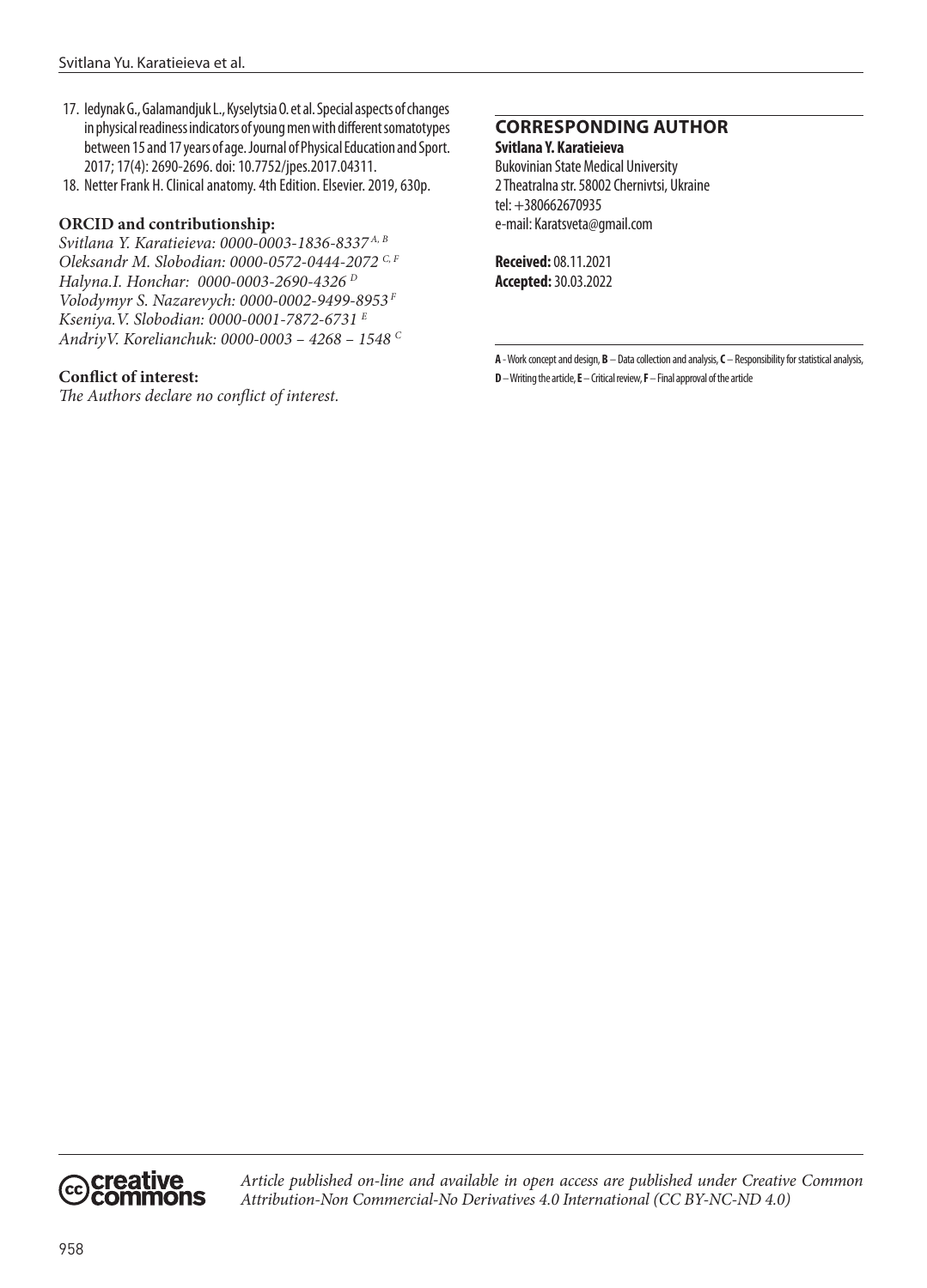17. Iedynak G., Galamandjuk L., Kyselytsia O. et al. Special aspects of changes in physical readiness indicators of young men with different somatotypes between 15 and 17 years of age. Journal of Physical Education and Sport. 2017; 17(4): 2690-2696. doi: 10.7752/jpes.2017.04311.
18. Netter Frank H. Clinical anatomy. 4th Edition. Elsevier. 2019, 630p.

**ORCID and contributionship:**

*Svitlana Y. Karatieieva: 0000-0003-1836-8337* [A, B]
*Oleksandr M. Slobodian: 0000-0572-0444-2072* [C, F]
*Halyna.I. Honchar: 0000-0003-2690-4326* [D]
*Volodymyr S. Nazarevych: 0000-0002-9499-8953* [F]
*Kseniya.V. Slobodian: 0000-0001-7872-6731* [E]
*AndriyV. Korelianchuk: 0000-0003 – 4268 – 1548* [C]

**Conflict of interest:**

*The Authors declare no conflict of interest.*

## CORRESPONDING AUTHOR

**Svitlana Y. Karatieieva**
Bukovinian State Medical University
2 Theatralna str. 58002 Chernivtsi, Ukraine
tel: +380662670935
e-mail: Karatsveta@gmail.com

**Received:** 08.11.2021
**Accepted:** 30.03.2022

**A** - Work concept and design, **B** – Data collection and analysis, **C** – Responsibility for statistical analysis, **D** – Writing the article, **E** – Critical review, **F** – Final approval of the article

*Article published on-line and available in open access are published under Creative Common Attribution-Non Commercial-No Derivatives 4.0 International (CC BY-NC-ND 4.0)*